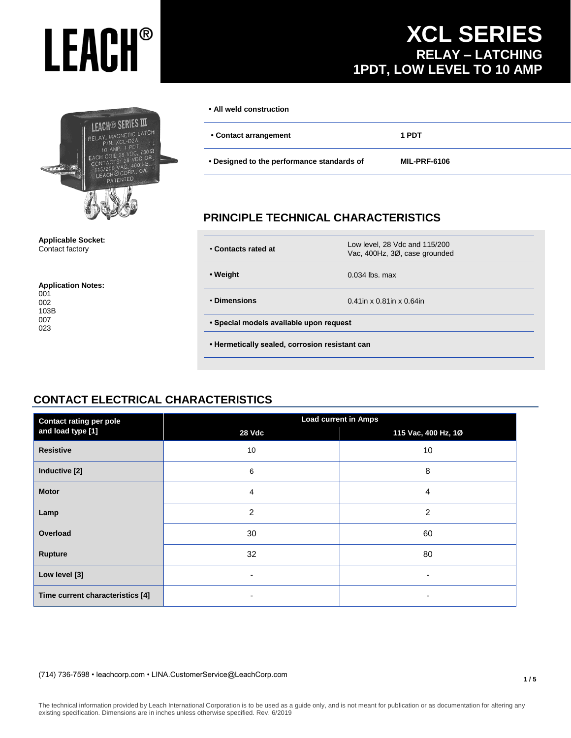# LEACH®

# XCL SERIES
## RELAY – LATCHING
## 1PDT, LOW LEVEL TO 10 AMP

- **All weld construction**

| | |
|---|---|
| **• Contact arrangement** | **1 PDT** |
| **• Designed to the performance standards of** | **MIL-PRF-6106** |

**Applicable Socket:**
Contact factory

**Application Notes:**
001
002
103B
007
023

## PRINCIPLE TECHNICAL CHARACTERISTICS

| | |
|---|---|
| **• Contacts rated at** | Low level, 28 Vdc and 115/200 Vac, 400Hz, 3Ø, case grounded |
| **• Weight** | 0.034 lbs. max |
| **• Dimensions** | 0.41in x 0.81in x 0.64in |

- **Special models available upon request**
- **Hermetically sealed, corrosion resistant can**

## CONTACT ELECTRICAL CHARACTERISTICS

| Contact rating per pole and load type [1] | Load current in Amps | |
|---|---|---|
| | **28 Vdc** | **115 Vac, 400 Hz, 1Ø** |
| **Resistive** | 10 | 10 |
| **Inductive [2]** | 6 | 8 |
| **Motor** | 4 | 4 |
| **Lamp** | 2 | 2 |
| **Overload** | 30 | 60 |
| **Rupture** | 32 | 80 |
| **Low level [3]** | - | - |
| **Time current characteristics [4]** | - | - |

(714) 736-7598 • leachcorp.com • LINA.CustomerService@LeachCorp.com

The technical information provided by Leach International Corporation is to be used as a guide only, and is not meant for publication or as documentation for altering any existing specification. Dimensions are in inches unless otherwise specified. Rev. 6/2019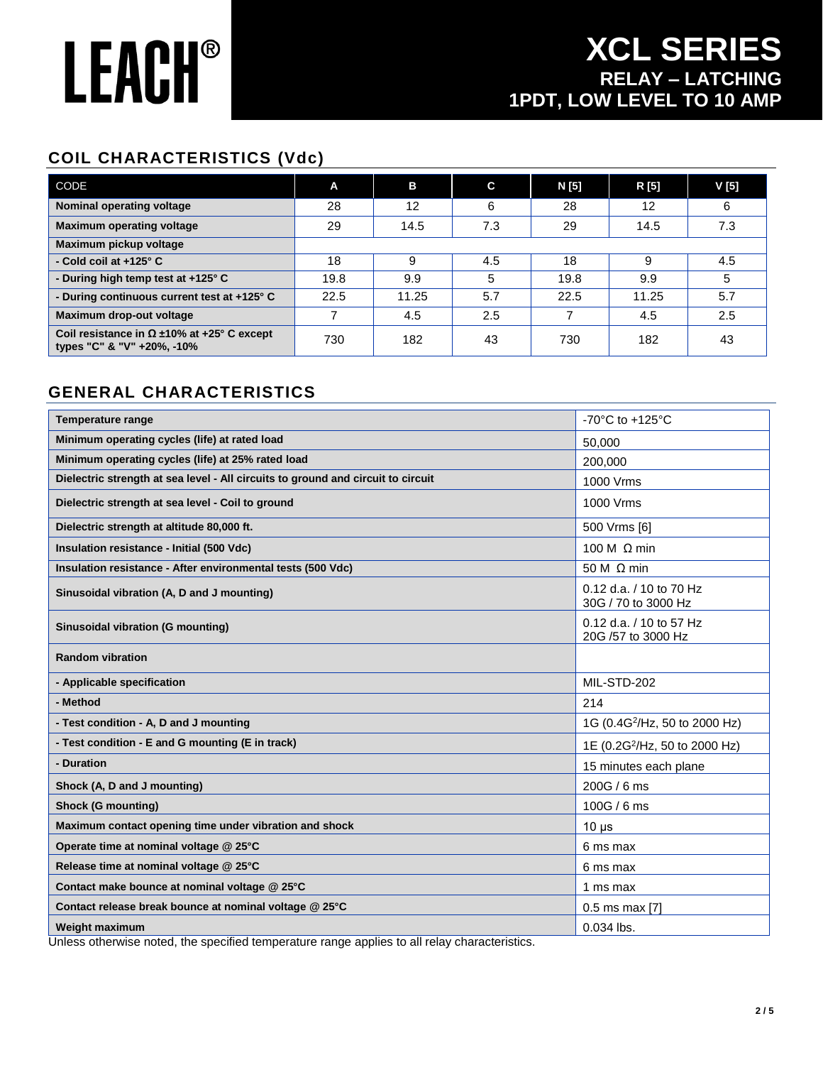# LEACH®

# XCL SERIES
## RELAY – LATCHING
## 1PDT, LOW LEVEL TO 10 AMP

## COIL CHARACTERISTICS (Vdc)

| CODE | A | B | C | N [5] | R [5] | V [5] |
|---|---|---|---|---|---|---|
| **Nominal operating voltage** | 28 | 12 | 6 | 28 | 12 | 6 |
| **Maximum operating voltage** | 29 | 14.5 | 7.3 | 29 | 14.5 | 7.3 |
| **Maximum pickup voltage** | | | | | | |
| **- Cold coil at +125° C** | 18 | 9 | 4.5 | 18 | 9 | 4.5 |
| **- During high temp test at +125° C** | 19.8 | 9.9 | 5 | 19.8 | 9.9 | 5 |
| **- During continuous current test at +125° C** | 22.5 | 11.25 | 5.7 | 22.5 | 11.25 | 5.7 |
| **Maximum drop-out voltage** | 7 | 4.5 | 2.5 | 7 | 4.5 | 2.5 |
| **Coil resistance in Ω ±10% at +25° C except types "C" & "V" +20%, -10%** | 730 | 182 | 43 | 730 | 182 | 43 |

## GENERAL CHARACTERISTICS

| Characteristic | Value |
|---|---|
| **Temperature range** | -70°C to +125°C |
| **Minimum operating cycles (life) at rated load** | 50,000 |
| **Minimum operating cycles (life) at 25% rated load** | 200,000 |
| **Dielectric strength at sea level - All circuits to ground and circuit to circuit** | 1000 Vrms |
| **Dielectric strength at sea level - Coil to ground** | 1000 Vrms |
| **Dielectric strength at altitude 80,000 ft.** | 500 Vrms [6] |
| **Insulation resistance - Initial (500 Vdc)** | 100 M Ω min |
| **Insulation resistance - After environmental tests (500 Vdc)** | 50 M Ω min |
| **Sinusoidal vibration (A, D and J mounting)** | 0.12 d.a. / 10 to 70 Hz<br>30G / 70 to 3000 Hz |
| **Sinusoidal vibration (G mounting)** | 0.12 d.a. / 10 to 57 Hz<br>20G /57 to 3000 Hz |
| **Random vibration** | |
| **- Applicable specification** | MIL-STD-202 |
| **- Method** | 214 |
| **- Test condition - A, D and J mounting** | 1G (0.4$G^2$/Hz, 50 to 2000 Hz) |
| **- Test condition - E and G mounting (E in track)** | 1E (0.2$G^2$/Hz, 50 to 2000 Hz) |
| **- Duration** | 15 minutes each plane |
| **Shock (A, D and J mounting)** | 200G / 6 ms |
| **Shock (G mounting)** | 100G / 6 ms |
| **Maximum contact opening time under vibration and shock** | 10 µs |
| **Operate time at nominal voltage @ 25°C** | 6 ms max |
| **Release time at nominal voltage @ 25°C** | 6 ms max |
| **Contact make bounce at nominal voltage @ 25°C** | 1 ms max |
| **Contact release break bounce at nominal voltage @ 25°C** | 0.5 ms max [7] |
| **Weight maximum** | 0.034 lbs. |

Unless otherwise noted, the specified temperature range applies to all relay characteristics.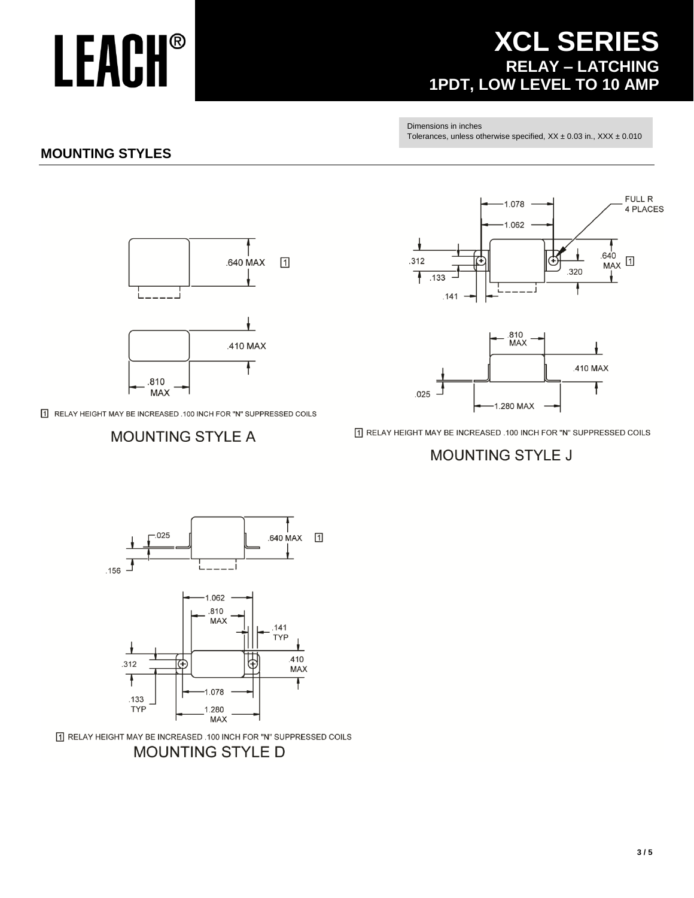# LEACH®

## XCL SERIES
### RELAY – LATCHING
### 1PDT, LOW LEVEL TO 10 AMP

Dimensions in inches
Tolerances, unless otherwise specified, XX ± 0.03 in., XXX ± 0.010

## MOUNTING STYLES

.640 MAX [1]

.410 MAX

.810 MAX

[1] RELAY HEIGHT MAY BE INCREASED .100 INCH FOR "N" SUPPRESSED COILS

MOUNTING STYLE A

1.078
1.062
FULL R 4 PLACES
.312
.133
.141
.640 MAX [1]
.320

.810 MAX
.410 MAX
.025
1.280 MAX

[1] RELAY HEIGHT MAY BE INCREASED .100 INCH FOR "N" SUPPRESSED COILS

MOUNTING STYLE J

.025
.640 MAX [1]
.156

1.062
.810 MAX
.141 TYP
.312
.410 MAX
1.078
.133 TYP
1.280 MAX

[1] RELAY HEIGHT MAY BE INCREASED .100 INCH FOR "N" SUPPRESSED COILS

MOUNTING STYLE D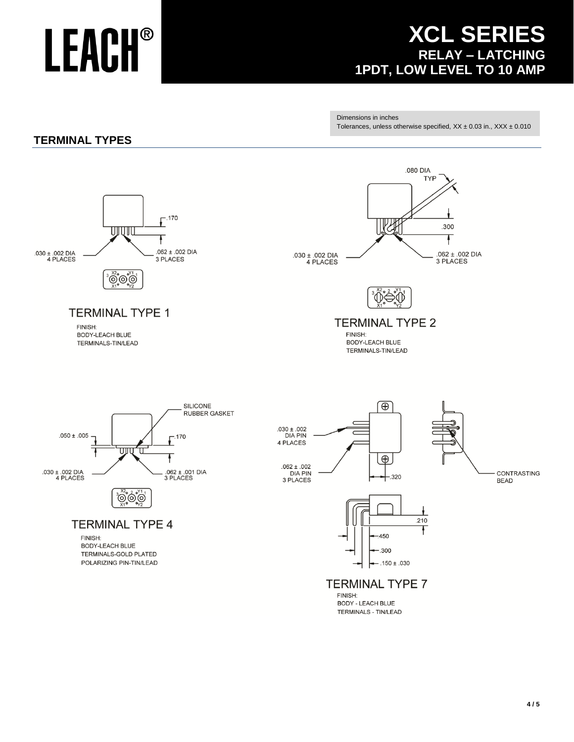# LEACH®

# XCL SERIES
## RELAY – LATCHING
## 1PDT, LOW LEVEL TO 10 AMP

Dimensions in inches
Tolerances, unless otherwise specified, XX ± 0.03 in., XXX ± 0.010

## TERMINAL TYPES

.170
.030 ± .002 DIA
4 PLACES
.062 ± .002 DIA
3 PLACES

### TERMINAL TYPE 1

FINISH:
BODY-LEACH BLUE
TERMINALS-TIN/LEAD

.080 DIA
TYP
.300
.030 ± .002 DIA
4 PLACES
.062 ± .002 DIA
3 PLACES

### TERMINAL TYPE 2

FINISH:
BODY-LEACH BLUE
TERMINALS-TIN/LEAD

SILICONE
RUBBER GASKET
.050 ± .005
.170
.030 ± .002 DIA
4 PLACES
.062 ± .001 DIA
3 PLACES

### TERMINAL TYPE 4

FINISH:
BODY-LEACH BLUE
TERMINALS-GOLD PLATED
POLARIZING PIN-TIN/LEAD

.030 ± .002
DIA PIN
4 PLACES
.062 ± .002
DIA PIN
3 PLACES
.320
CONTRASTING
BEAD
.210
.450
.300
.150 ± .030

### TERMINAL TYPE 7

FINISH:
BODY - LEACH BLUE
TERMINALS - TIN/LEAD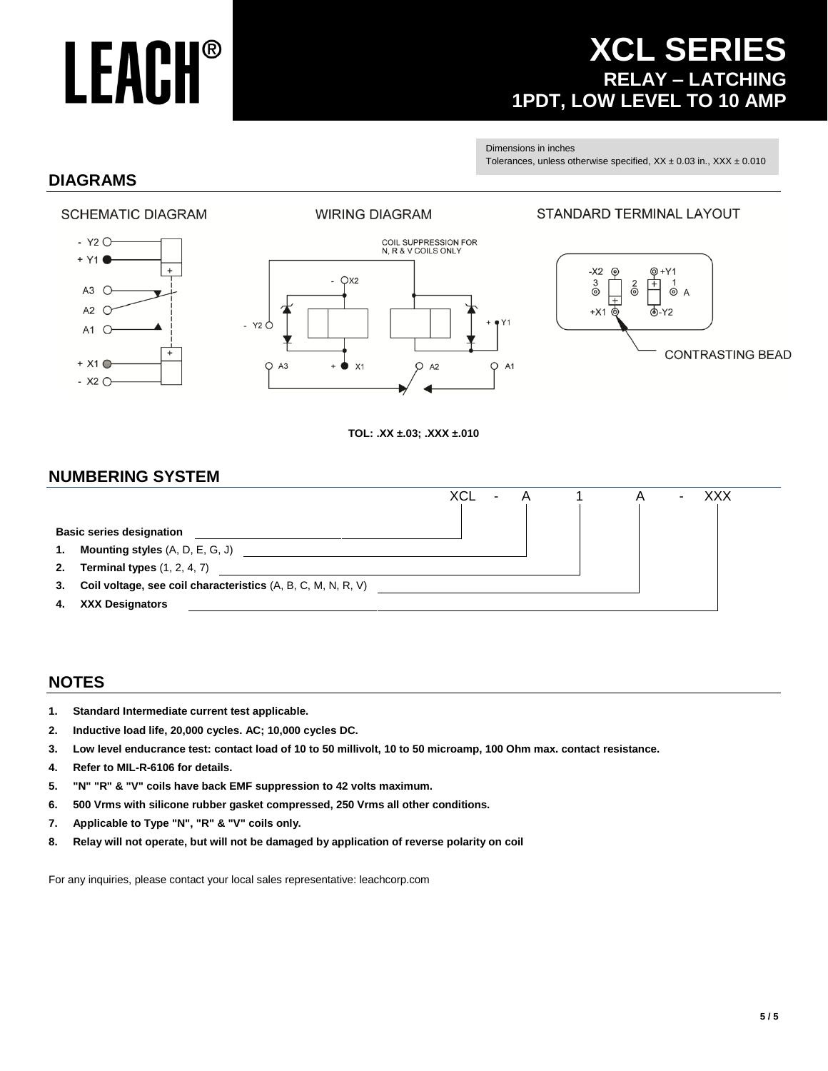# LEACH®

## XCL SERIES
### RELAY – LATCHING
### 1PDT, LOW LEVEL TO 10 AMP

Dimensions in inches
Tolerances, unless otherwise specified, XX ± 0.03 in., XXX ± 0.010

## DIAGRAMS

SCHEMATIC DIAGRAM

- Y2
+ Y1
A3
A2
A1
+ X1
- X2

WIRING DIAGRAM

COIL SUPPRESSION FOR N, R & V COILS ONLY

- X2
- Y2
+ Y1
A3
+ X1
A2
A1

STANDARD TERMINAL LAYOUT

-X2 3
2
+Y1 1 A
+X1
-Y2

CONTRASTING BEAD

**TOL: .XX ±.03; .XXX ±.010**

## NUMBERING SYSTEM

XCL - A 1 A - XXX

**Basic series designation**

1. **Mounting styles** (A, D, E, G, J)
2. **Terminal types** (1, 2, 4, 7)
3. **Coil voltage, see coil characteristics** (A, B, C, M, N, R, V)
4. **XXX Designators**

## NOTES

1. **Standard Intermediate current test applicable.**
2. **Inductive load life, 20,000 cycles. AC; 10,000 cycles DC.**
3. **Low level enducrance test: contact load of 10 to 50 millivolt, 10 to 50 microamp, 100 Ohm max. contact resistance.**
4. **Refer to MIL-R-6106 for details.**
5. **"N" "R" & "V" coils have back EMF suppression to 42 volts maximum.**
6. **500 Vrms with silicone rubber gasket compressed, 250 Vrms all other conditions.**
7. **Applicable to Type "N", "R" & "V" coils only.**
8. **Relay will not operate, but will not be damaged by application of reverse polarity on coil**

For any inquiries, please contact your local sales representative: leachcorp.com